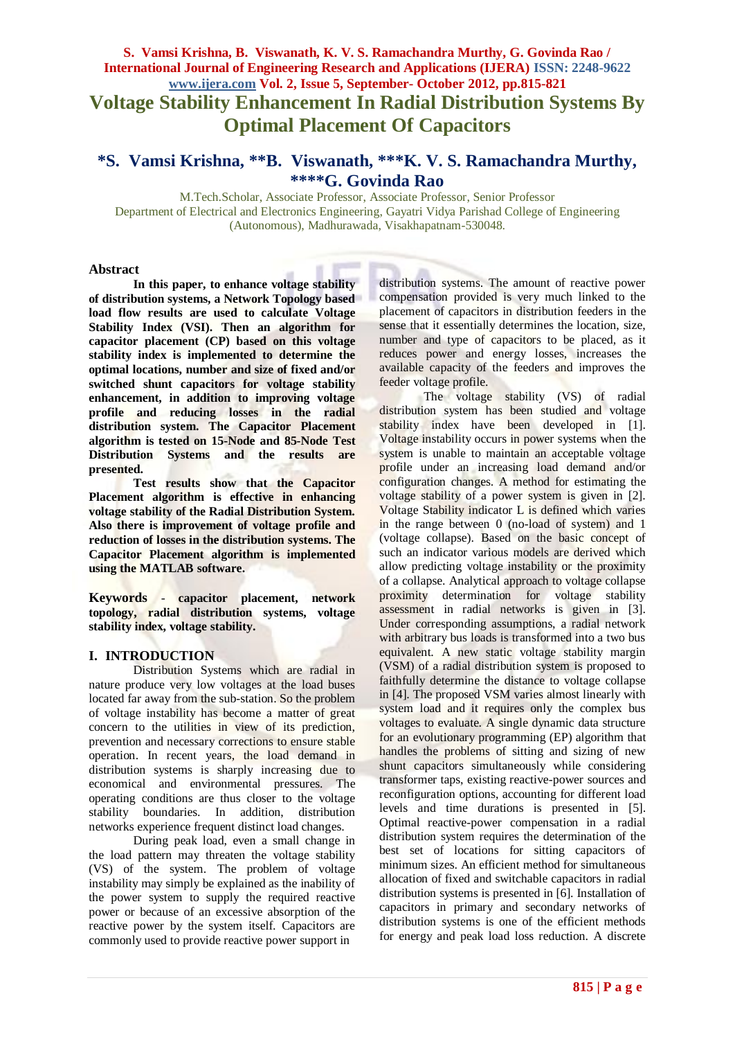# Voltage Stability Enhancement In Radial Distribution Systems By Optimal Placement Of Capacitors

## *S. Vamsi Krishna, **B. Viswanath, ***K. V. S. Ramachandra Murthy, ****G. Govinda Rao

M.Tech.Scholar, Associate Professor, Associate Professor, Senior Professor
Department of Electrical and Electronics Engineering, Gayatri Vidya Parishad College of Engineering (Autonomous), Madhurawada, Visakhapatnam-530048.

## Abstract

**In this paper, to enhance voltage stability of distribution systems, a Network Topology based load flow results are used to calculate Voltage Stability Index (VSI). Then an algorithm for capacitor placement (CP) based on this voltage stability index is implemented to determine the optimal locations, number and size of fixed and/or switched shunt capacitors for voltage stability enhancement, in addition to improving voltage profile and reducing losses in the radial distribution system. The Capacitor Placement algorithm is tested on 15-Node and 85-Node Test Distribution Systems and the results are presented.**

**Test results show that the Capacitor Placement algorithm is effective in enhancing voltage stability of the Radial Distribution System. Also there is improvement of voltage profile and reduction of losses in the distribution systems. The Capacitor Placement algorithm is implemented using the MATLAB software.**

**Keywords - capacitor placement, network topology, radial distribution systems, voltage stability index, voltage stability.**

## I. INTRODUCTION

Distribution Systems which are radial in nature produce very low voltages at the load buses located far away from the sub-station. So the problem of voltage instability has become a matter of great concern to the utilities in view of its prediction, prevention and necessary corrections to ensure stable operation. In recent years, the load demand in distribution systems is sharply increasing due to economical and environmental pressures. The operating conditions are thus closer to the voltage stability boundaries. In addition, distribution networks experience frequent distinct load changes.

During peak load, even a small change in the load pattern may threaten the voltage stability (VS) of the system. The problem of voltage instability may simply be explained as the inability of the power system to supply the required reactive power or because of an excessive absorption of the reactive power by the system itself. Capacitors are commonly used to provide reactive power support in distribution systems. The amount of reactive power compensation provided is very much linked to the placement of capacitors in distribution feeders in the sense that it essentially determines the location, size, number and type of capacitors to be placed, as it reduces power and energy losses, increases the available capacity of the feeders and improves the feeder voltage profile.

The voltage stability (VS) of radial distribution system has been studied and voltage stability index have been developed in [1]. Voltage instability occurs in power systems when the system is unable to maintain an acceptable voltage profile under an increasing load demand and/or configuration changes. A method for estimating the voltage stability of a power system is given in [2]. Voltage Stability indicator L is defined which varies in the range between 0 (no-load of system) and 1 (voltage collapse). Based on the basic concept of such an indicator various models are derived which allow predicting voltage instability or the proximity of a collapse. Analytical approach to voltage collapse proximity determination for voltage stability assessment in radial networks is given in [3]. Under corresponding assumptions, a radial network with arbitrary bus loads is transformed into a two bus equivalent. A new static voltage stability margin (VSM) of a radial distribution system is proposed to faithfully determine the distance to voltage collapse in [4]. The proposed VSM varies almost linearly with system load and it requires only the complex bus voltages to evaluate. A single dynamic data structure for an evolutionary programming (EP) algorithm that handles the problems of sitting and sizing of new shunt capacitors simultaneously while considering transformer taps, existing reactive-power sources and reconfiguration options, accounting for different load levels and time durations is presented in [5]. Optimal reactive-power compensation in a radial distribution system requires the determination of the best set of locations for sitting capacitors of minimum sizes. An efficient method for simultaneous allocation of fixed and switchable capacitors in radial distribution systems is presented in [6]. Installation of capacitors in primary and secondary networks of distribution systems is one of the efficient methods for energy and peak load loss reduction. A discrete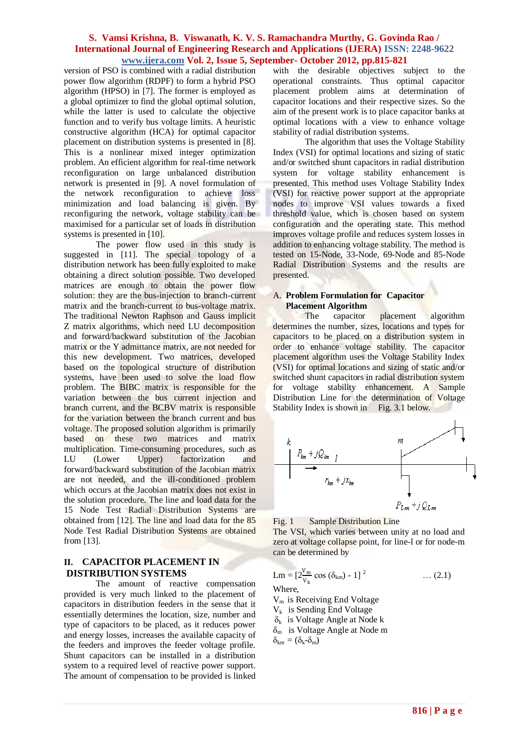version of PSO is combined with a radial distribution power flow algorithm (RDPF) to form a hybrid PSO algorithm (HPSO) in [7]. The former is employed as a global optimizer to find the global optimal solution, while the latter is used to calculate the objective function and to verify bus voltage limits. A heuristic constructive algorithm (HCA) for optimal capacitor placement on distribution systems is presented in [8]. This is a nonlinear mixed integer optimization problem. An efficient algorithm for real-time network reconfiguration on large unbalanced distribution network is presented in [9]. A novel formulation of the network reconfiguration to achieve loss minimization and load balancing is given. By reconfiguring the network, voltage stability can be maximised for a particular set of loads in distribution systems is presented in [10].

The power flow used in this study is suggested in [11]. The special topology of a distribution network has been fully exploited to make obtaining a direct solution possible. Two developed matrices are enough to obtain the power flow solution: they are the bus-injection to branch-current matrix and the branch-current to bus-voltage matrix. The traditional Newton Raphson and Gauss implicit Z matrix algorithms, which need LU decomposition and forward/backward substitution of the Jacobian matrix or the Y admittance matrix, are not needed for this new development. Two matrices, developed based on the topological structure of distribution systems, have been used to solve the load flow problem. The BIBC matrix is responsible for the variation between the bus current injection and branch current, and the BCBV matrix is responsible for the variation between the branch current and bus voltage. The proposed solution algorithm is primarily based on these two matrices and matrix multiplication. Time-consuming procedures, such as LU (Lower Upper) factorization and forward/backward substitution of the Jacobian matrix are not needed, and the ill-conditioned problem which occurs at the Jacobian matrix does not exist in the solution procedure. The line and load data for the 15 Node Test Radial Distribution Systems are obtained from [12]. The line and load data for the 85 Node Test Radial Distribution Systems are obtained from [13].

## II. CAPACITOR PLACEMENT IN DISTRIBUTION SYSTEMS

The amount of reactive compensation provided is very much linked to the placement of capacitors in distribution feeders in the sense that it essentially determines the location, size, number and type of capacitors to be placed, as it reduces power and energy losses, increases the available capacity of the feeders and improves the feeder voltage profile. Shunt capacitors can be installed in a distribution system to a required level of reactive power support. The amount of compensation to be provided is linked with the desirable objectives subject to the operational constraints. Thus optimal capacitor placement problem aims at determination of capacitor locations and their respective sizes. So the aim of the present work is to place capacitor banks at optimal locations with a view to enhance voltage stability of radial distribution systems.

The algorithm that uses the Voltage Stability Index (VSI) for optimal locations and sizing of static and/or switched shunt capacitors in radial distribution system for voltage stability enhancement is presented. This method uses Voltage Stability Index (VSI) for reactive power support at the appropriate nodes to improve VSI values towards a fixed threshold value, which is chosen based on system configuration and the operating state. This method improves voltage profile and reduces system losses in addition to enhancing voltage stability. The method is tested on 15-Node, 33-Node, 69-Node and 85-Node Radial Distribution Systems and the results are presented.

### A. Problem Formulation for Capacitor Placement Algorithm

The capacitor placement algorithm determines the number, sizes, locations and types for capacitors to be placed on a distribution system in order to enhance voltage stability. The capacitor placement algorithm uses the Voltage Stability Index (VSI) for optimal locations and sizing of static and/or switched shunt capacitors in radial distribution system for voltage stability enhancement. A Sample Distribution Line for the determination of Voltage Stability Index is shown in Fig. 3.1 below.

Fig. 1 Sample Distribution Line

The VSI, which varies between unity at no load and zero at voltage collapse point, for line-l or for node-m can be determined by

$$L_m = \left[2\frac{V_m}{V_k}\cos(\delta_{km}) - 1\right]^2 \qquad \ldots (2.1)$$

Where,

$V_m$ is Receiving End Voltage  
$V_k$ is Sending End Voltage  
$\delta_k$ is Voltage Angle at Node k  
$\delta_m$ is Voltage Angle at Node m  
$\delta_{km} = (\delta_k - \delta_m)$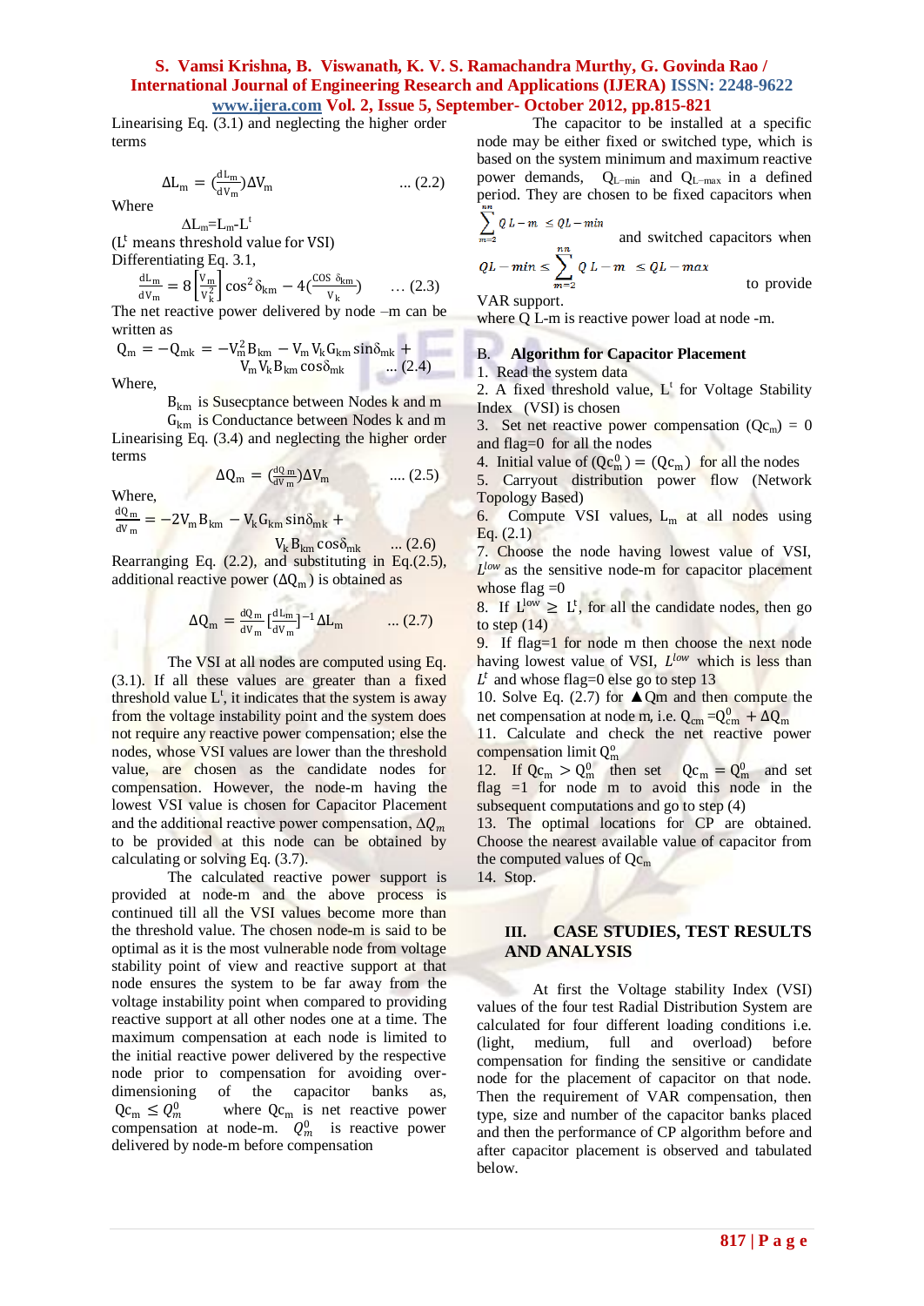Linearising Eq. (3.1) and neglecting the higher order terms

$$\Delta L_m = \left(\frac{dL_m}{dV_m}\right)\Delta V_m \qquad \text{... (2.2)}$$

Where

$\Delta L_m = L_m - L^t$

($L^t$ means threshold value for VSI)

Differentiating Eq. 3.1,

$$\frac{dL_m}{dV_m} = 8\left[\frac{V_m}{V_k^2}\right]\cos^2\delta_{km} - 4\left(\frac{\cos\delta_{km}}{V_k}\right) \qquad \text{... (2.3)}$$

The net reactive power delivered by node –m can be written as

$$Q_m = -Q_{mk} = -V_m^2 B_{km} - V_m V_k G_{km}\sin\delta_{mk} + V_m V_k B_{km}\cos\delta_{mk} \qquad \text{... (2.4)}$$

Where,

$B_{km}$ is Susecptance between Nodes k and m

$G_{km}$ is Conductance between Nodes k and m

Linearising Eq. (3.4) and neglecting the higher order terms

$$\Delta Q_m = \left(\frac{dQ_m}{dV_m}\right)\Delta V_m \qquad \text{.... (2.5)}$$

Where,

$$\frac{dQ_m}{dV_m} = -2V_m B_{km} - V_k G_{km}\sin\delta_{mk} + V_k B_{km}\cos\delta_{mk} \qquad \text{... (2.6)}$$

Rearranging Eq. (2.2), and substituting in Eq.(2.5), additional reactive power ($\Delta Q_m$) is obtained as

$$\Delta Q_m = \frac{dQ_m}{dV_m}\left[\frac{dL_m}{dV_m}\right]^{-1}\Delta L_m \qquad \text{... (2.7)}$$

The VSI at all nodes are computed using Eq. (3.1). If all these values are greater than a fixed threshold value $L^t$, it indicates that the system is away from the voltage instability point and the system does not require any reactive power compensation; else the nodes, whose VSI values are lower than the threshold value, are chosen as the candidate nodes for compensation. However, the node-m having the lowest VSI value is chosen for Capacitor Placement and the additional reactive power compensation, $\Delta Q_m$ to be provided at this node can be obtained by calculating or solving Eq. (3.7).

The calculated reactive power support is provided at node-m and the above process is continued till all the VSI values become more than the threshold value. The chosen node-m is said to be optimal as it is the most vulnerable node from voltage stability point of view and reactive support at that node ensures the system to be far away from the voltage instability point when compared to providing reactive support at all other nodes one at a time. The maximum compensation at each node is limited to the initial reactive power delivered by the respective node prior to compensation for avoiding over-dimensioning of the capacitor banks as, $Qc_m \le Q_m^0$ where $Qc_m$ is net reactive power compensation at node-m. $Q_m^0$ is reactive power delivered by node-m before compensation

The capacitor to be installed at a specific node may be either fixed or switched type, which is based on the system minimum and maximum reactive power demands, $Q_{L-min}$ and $Q_{L-max}$ in a defined period. They are chosen to be fixed capacitors when $\sum_{m=2}^{nn} Q_{L-m} \le Q_{L-min}$ and switched capacitors when $Q_{L-min} \le \sum_{m=2}^{nn} Q_{L-m} \le Q_{L-max}$ to provide VAR support.

where Q L-m is reactive power load at node -m.

## B. Algorithm for Capacitor Placement

1. Read the system data
2. A fixed threshold value, $L^t$ for Voltage Stability Index (VSI) is chosen
3. Set net reactive power compensation ($Qc_m$) = 0 and flag=0 for all the nodes
4. Initial value of ($Qc_m^0$) = ($Qc_m$) for all the nodes
5. Carryout distribution power flow (Network Topology Based)
6. Compute VSI values, $L_m$ at all nodes using Eq. (2.1)
7. Choose the node having lowest value of VSI, $L^{low}$ as the sensitive node-m for capacitor placement whose flag =0
8. If $L^{low} \ge L^t$, for all the candidate nodes, then go to step (14)
9. If flag=1 for node m then choose the next node having lowest value of VSI, $L^{low}$ which is less than $L^t$ and whose flag=0 else go to step 13
10. Solve Eq. (2.7) for ▲Qm and then compute the net compensation at node m, i.e. $Q_{cm} = Q_{cm}^0 + \Delta Q_m$
11. Calculate and check the net reactive power compensation limit $Q_m^o$
12. If $Qc_m > Q_m^0$ then set $Qc_m = Q_m^0$ and set flag =1 for node m to avoid this node in the subsequent computations and go to step (4)
13. The optimal locations for CP are obtained. Choose the nearest available value of capacitor from the computed values of $Qc_m$
14. Stop.

# III. CASE STUDIES, TEST RESULTS AND ANALYSIS

At first the Voltage stability Index (VSI) values of the four test Radial Distribution System are calculated for four different loading conditions i.e. (light, medium, full and overload) before compensation for finding the sensitive or candidate node for the placement of capacitor on that node. Then the requirement of VAR compensation, then type, size and number of the capacitor banks placed and then the performance of CP algorithm before and after capacitor placement is observed and tabulated below.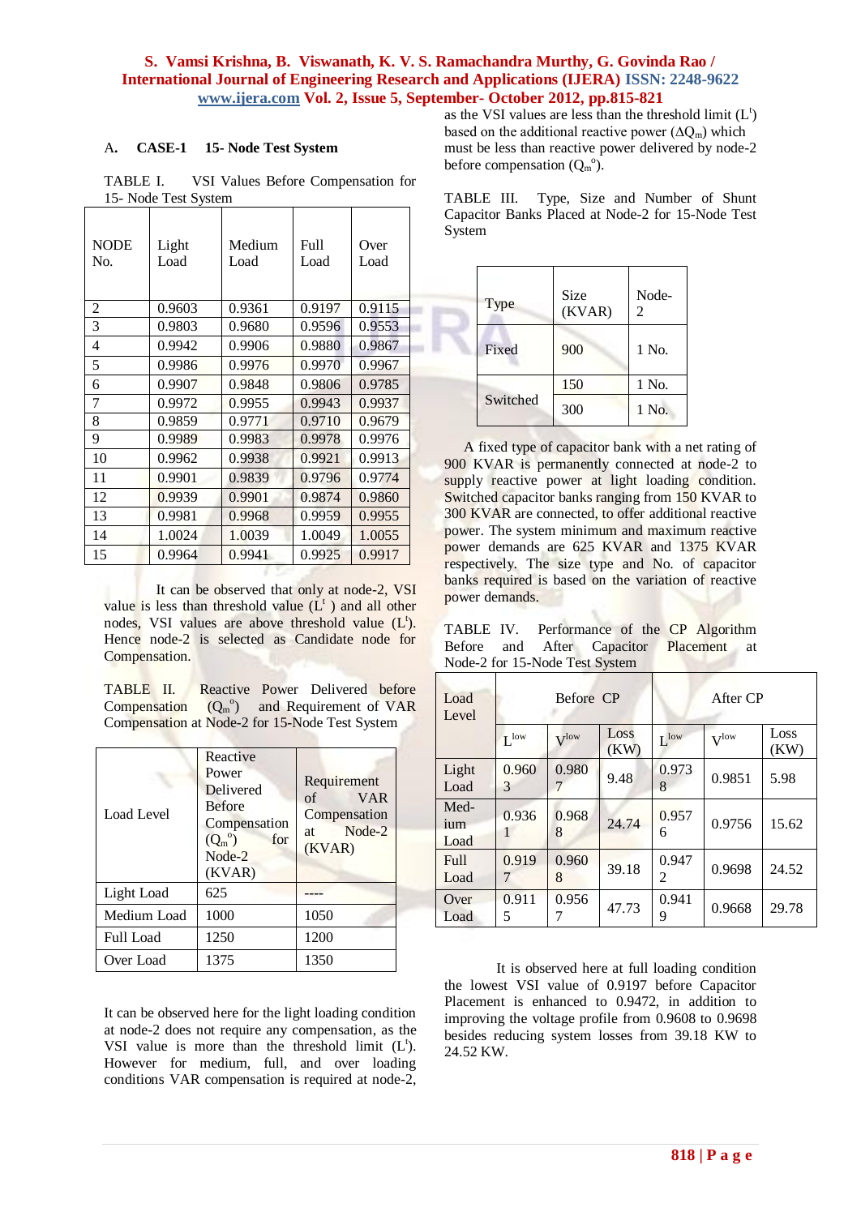### A. CASE-1 15- Node Test System

TABLE I. VSI Values Before Compensation for 15- Node Test System

| NODE No. | Light Load | Medium Load | Full Load | Over Load |
|---|---|---|---|---|
| 2 | 0.9603 | 0.9361 | 0.9197 | 0.9115 |
| 3 | 0.9803 | 0.9680 | 0.9596 | 0.9553 |
| 4 | 0.9942 | 0.9906 | 0.9880 | 0.9867 |
| 5 | 0.9986 | 0.9976 | 0.9970 | 0.9967 |
| 6 | 0.9907 | 0.9848 | 0.9806 | 0.9785 |
| 7 | 0.9972 | 0.9955 | 0.9943 | 0.9937 |
| 8 | 0.9859 | 0.9771 | 0.9710 | 0.9679 |
| 9 | 0.9989 | 0.9983 | 0.9978 | 0.9976 |
| 10 | 0.9962 | 0.9938 | 0.9921 | 0.9913 |
| 11 | 0.9901 | 0.9839 | 0.9796 | 0.9774 |
| 12 | 0.9939 | 0.9901 | 0.9874 | 0.9860 |
| 13 | 0.9981 | 0.9968 | 0.9959 | 0.9955 |
| 14 | 1.0024 | 1.0039 | 1.0049 | 1.0055 |
| 15 | 0.9964 | 0.9941 | 0.9925 | 0.9917 |

It can be observed that only at node-2, VSI value is less than threshold value ($L^t$) and all other nodes, VSI values are above threshold value ($L^t$). Hence node-2 is selected as Candidate node for Compensation.

TABLE II. Reactive Power Delivered before Compensation ($Q_m^o$) and Requirement of VAR Compensation at Node-2 for 15-Node Test System

| Load Level | Reactive Power Delivered Before Compensation ($Q_m^o$) for Node-2 (KVAR) | Requirement of VAR Compensation at Node-2 (KVAR) |
|---|---|---|
| Light Load | 625 | ---- |
| Medium Load | 1000 | 1050 |
| Full Load | 1250 | 1200 |
| Over Load | 1375 | 1350 |

It can be observed here for the light loading condition at node-2 does not require any compensation, as the VSI value is more than the threshold limit ($L^t$). However for medium, full, and over loading conditions VAR compensation is required at node-2, as the VSI values are less than the threshold limit ($L^t$) based on the additional reactive power ($\Delta Q_m$) which must be less than reactive power delivered by node-2 before compensation ($Q_m^o$).

TABLE III. Type, Size and Number of Shunt Capacitor Banks Placed at Node-2 for 15-Node Test System

| Type | Size (KVAR) | Node-2 |
|---|---|---|
| Fixed | 900 | 1 No. |
| Switched | 150 | 1 No. |
| | 300 | 1 No. |

A fixed type of capacitor bank with a net rating of 900 KVAR is permanently connected at node-2 to supply reactive power at light loading condition. Switched capacitor banks ranging from 150 KVAR to 300 KVAR are connected, to offer additional reactive power. The system minimum and maximum reactive power demands are 625 KVAR and 1375 KVAR respectively. The size type and No. of capacitor banks required is based on the variation of reactive power demands.

TABLE IV. Performance of the CP Algorithm Before and After Capacitor Placement at Node-2 for 15-Node Test System

| Load Level | Before CP | | | After CP | | |
|---|---|---|---|---|---|---|
| | $L^{low}$ | $V^{low}$ | Loss (KW) | $L^{low}$ | $V^{low}$ | Loss (KW) |
| Light Load | 0.9603 | 0.9807 | 9.48 | 0.9738 | 0.9851 | 5.98 |
| Medium Load | 0.9361 | 0.9688 | 24.74 | 0.9576 | 0.9756 | 15.62 |
| Full Load | 0.9197 | 0.9608 | 39.18 | 0.9472 | 0.9698 | 24.52 |
| Over Load | 0.9115 | 0.9567 | 47.73 | 0.9419 | 0.9668 | 29.78 |

It is observed here at full loading condition the lowest VSI value of 0.9197 before Capacitor Placement is enhanced to 0.9472, in addition to improving the voltage profile from 0.9608 to 0.9698 besides reducing system losses from 39.18 KW to 24.52 KW.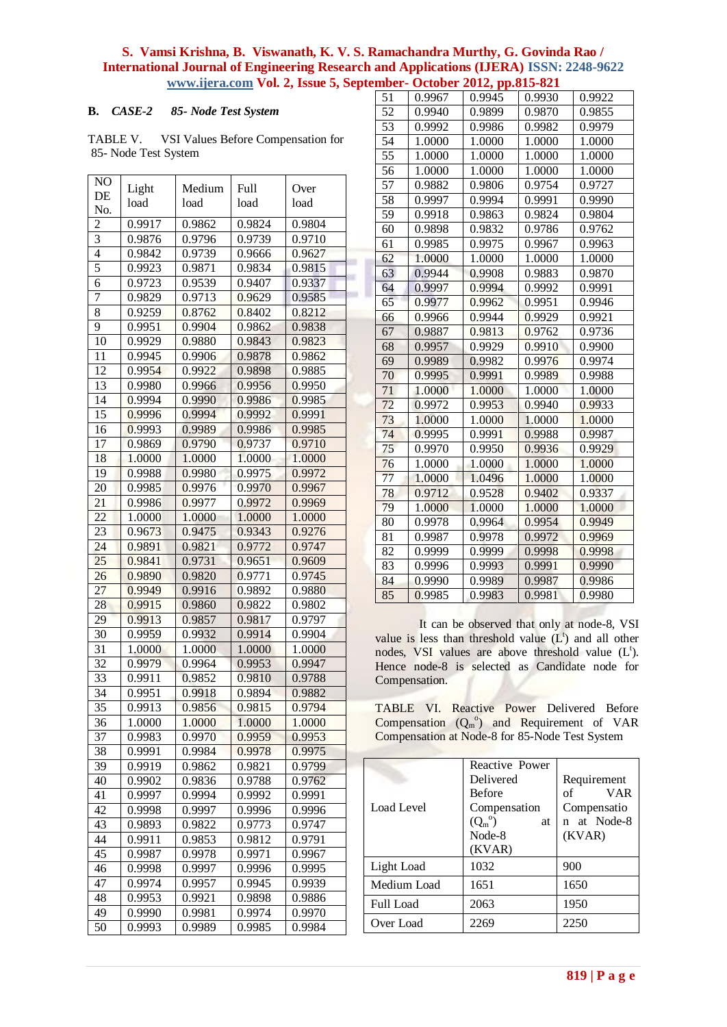### B. *CASE-2 85- Node Test System*

TABLE V. VSI Values Before Compensation for 85- Node Test System

| NODE No. | Light load | Medium load | Full load | Over load |
|---|---|---|---|---|
| 2 | 0.9917 | 0.9862 | 0.9824 | 0.9804 |
| 3 | 0.9876 | 0.9796 | 0.9739 | 0.9710 |
| 4 | 0.9842 | 0.9739 | 0.9666 | 0.9627 |
| 5 | 0.9923 | 0.9871 | 0.9834 | 0.9815 |
| 6 | 0.9723 | 0.9539 | 0.9407 | 0.9337 |
| 7 | 0.9829 | 0.9713 | 0.9629 | 0.9585 |
| 8 | 0.9259 | 0.8762 | 0.8402 | 0.8212 |
| 9 | 0.9951 | 0.9904 | 0.9862 | 0.9838 |
| 10 | 0.9929 | 0.9880 | 0.9843 | 0.9823 |
| 11 | 0.9945 | 0.9906 | 0.9878 | 0.9862 |
| 12 | 0.9954 | 0.9922 | 0.9898 | 0.9885 |
| 13 | 0.9980 | 0.9966 | 0.9956 | 0.9950 |
| 14 | 0.9994 | 0.9990 | 0.9986 | 0.9985 |
| 15 | 0.9996 | 0.9994 | 0.9992 | 0.9991 |
| 16 | 0.9993 | 0.9989 | 0.9986 | 0.9985 |
| 17 | 0.9869 | 0.9790 | 0.9737 | 0.9710 |
| 18 | 1.0000 | 1.0000 | 1.0000 | 1.0000 |
| 19 | 0.9988 | 0.9980 | 0.9975 | 0.9972 |
| 20 | 0.9985 | 0.9976 | 0.9970 | 0.9967 |
| 21 | 0.9986 | 0.9977 | 0.9972 | 0.9969 |
| 22 | 1.0000 | 1.0000 | 1.0000 | 1.0000 |
| 23 | 0.9673 | 0.9475 | 0.9343 | 0.9276 |
| 24 | 0.9891 | 0.9821 | 0.9772 | 0.9747 |
| 25 | 0.9841 | 0.9731 | 0.9651 | 0.9609 |
| 26 | 0.9890 | 0.9820 | 0.9771 | 0.9745 |
| 27 | 0.9949 | 0.9916 | 0.9892 | 0.9880 |
| 28 | 0.9915 | 0.9860 | 0.9822 | 0.9802 |
| 29 | 0.9913 | 0.9857 | 0.9817 | 0.9797 |
| 30 | 0.9959 | 0.9932 | 0.9914 | 0.9904 |
| 31 | 1.0000 | 1.0000 | 1.0000 | 1.0000 |
| 32 | 0.9979 | 0.9964 | 0.9953 | 0.9947 |
| 33 | 0.9911 | 0.9852 | 0.9810 | 0.9788 |
| 34 | 0.9951 | 0.9918 | 0.9894 | 0.9882 |
| 35 | 0.9913 | 0.9856 | 0.9815 | 0.9794 |
| 36 | 1.0000 | 1.0000 | 1.0000 | 1.0000 |
| 37 | 0.9983 | 0.9970 | 0.9959 | 0.9953 |
| 38 | 0.9991 | 0.9984 | 0.9978 | 0.9975 |
| 39 | 0.9919 | 0.9862 | 0.9821 | 0.9799 |
| 40 | 0.9902 | 0.9836 | 0.9788 | 0.9762 |
| 41 | 0.9997 | 0.9994 | 0.9992 | 0.9991 |
| 42 | 0.9998 | 0.9997 | 0.9996 | 0.9996 |
| 43 | 0.9893 | 0.9822 | 0.9773 | 0.9747 |
| 44 | 0.9911 | 0.9853 | 0.9812 | 0.9791 |
| 45 | 0.9987 | 0.9978 | 0.9971 | 0.9967 |
| 46 | 0.9998 | 0.9997 | 0.9996 | 0.9995 |
| 47 | 0.9974 | 0.9957 | 0.9945 | 0.9939 |
| 48 | 0.9953 | 0.9921 | 0.9898 | 0.9886 |
| 49 | 0.9990 | 0.9981 | 0.9974 | 0.9970 |
| 50 | 0.9993 | 0.9989 | 0.9985 | 0.9984 |
| 51 | 0.9967 | 0.9945 | 0.9930 | 0.9922 |
| 52 | 0.9940 | 0.9899 | 0.9870 | 0.9855 |
| 53 | 0.9992 | 0.9986 | 0.9982 | 0.9979 |
| 54 | 1.0000 | 1.0000 | 1.0000 | 1.0000 |
| 55 | 1.0000 | 1.0000 | 1.0000 | 1.0000 |
| 56 | 1.0000 | 1.0000 | 1.0000 | 1.0000 |
| 57 | 0.9882 | 0.9806 | 0.9754 | 0.9727 |
| 58 | 0.9997 | 0.9994 | 0.9991 | 0.9990 |
| 59 | 0.9918 | 0.9863 | 0.9824 | 0.9804 |
| 60 | 0.9898 | 0.9832 | 0.9786 | 0.9762 |
| 61 | 0.9985 | 0.9975 | 0.9967 | 0.9963 |
| 62 | 1.0000 | 1.0000 | 1.0000 | 1.0000 |
| 63 | 0.9944 | 0.9908 | 0.9883 | 0.9870 |
| 64 | 0.9997 | 0.9994 | 0.9992 | 0.9991 |
| 65 | 0.9977 | 0.9962 | 0.9951 | 0.9946 |
| 66 | 0.9966 | 0.9944 | 0.9929 | 0.9921 |
| 67 | 0.9887 | 0.9813 | 0.9762 | 0.9736 |
| 68 | 0.9957 | 0.9929 | 0.9910 | 0.9900 |
| 69 | 0.9989 | 0.9982 | 0.9976 | 0.9974 |
| 70 | 0.9995 | 0.9991 | 0.9989 | 0.9988 |
| 71 | 1.0000 | 1.0000 | 1.0000 | 1.0000 |
| 72 | 0.9972 | 0.9953 | 0.9940 | 0.9933 |
| 73 | 1.0000 | 1.0000 | 1.0000 | 1.0000 |
| 74 | 0.9995 | 0.9991 | 0.9988 | 0.9987 |
| 75 | 0.9970 | 0.9950 | 0.9936 | 0.9929 |
| 76 | 1.0000 | 1.0000 | 1.0000 | 1.0000 |
| 77 | 1.0000 | 1.0496 | 1.0000 | 1.0000 |
| 78 | 0.9712 | 0.9528 | 0.9402 | 0.9337 |
| 79 | 1.0000 | 1.0000 | 1.0000 | 1.0000 |
| 80 | 0.9978 | 0.9964 | 0.9954 | 0.9949 |
| 81 | 0.9987 | 0.9978 | 0.9972 | 0.9969 |
| 82 | 0.9999 | 0.9999 | 0.9998 | 0.9998 |
| 83 | 0.9996 | 0.9993 | 0.9991 | 0.9990 |
| 84 | 0.9990 | 0.9989 | 0.9987 | 0.9986 |
| 85 | 0.9985 | 0.9983 | 0.9981 | 0.9980 |

It can be observed that only at node-8, VSI value is less than threshold value ($L^t$) and all other nodes, VSI values are above threshold value ($L^t$). Hence node-8 is selected as Candidate node for Compensation.

TABLE VI. Reactive Power Delivered Before Compensation ($Q_m^o$) and Requirement of VAR Compensation at Node-8 for 85-Node Test System

| Load Level | Reactive Power Delivered Before Compensation ($Q_m^o$) at Node-8 (KVAR) | Requirement of VAR Compensation at Node-8 (KVAR) |
|---|---|---|
| Light Load | 1032 | 900 |
| Medium Load | 1651 | 1650 |
| Full Load | 2063 | 1950 |
| Over Load | 2269 | 2250 |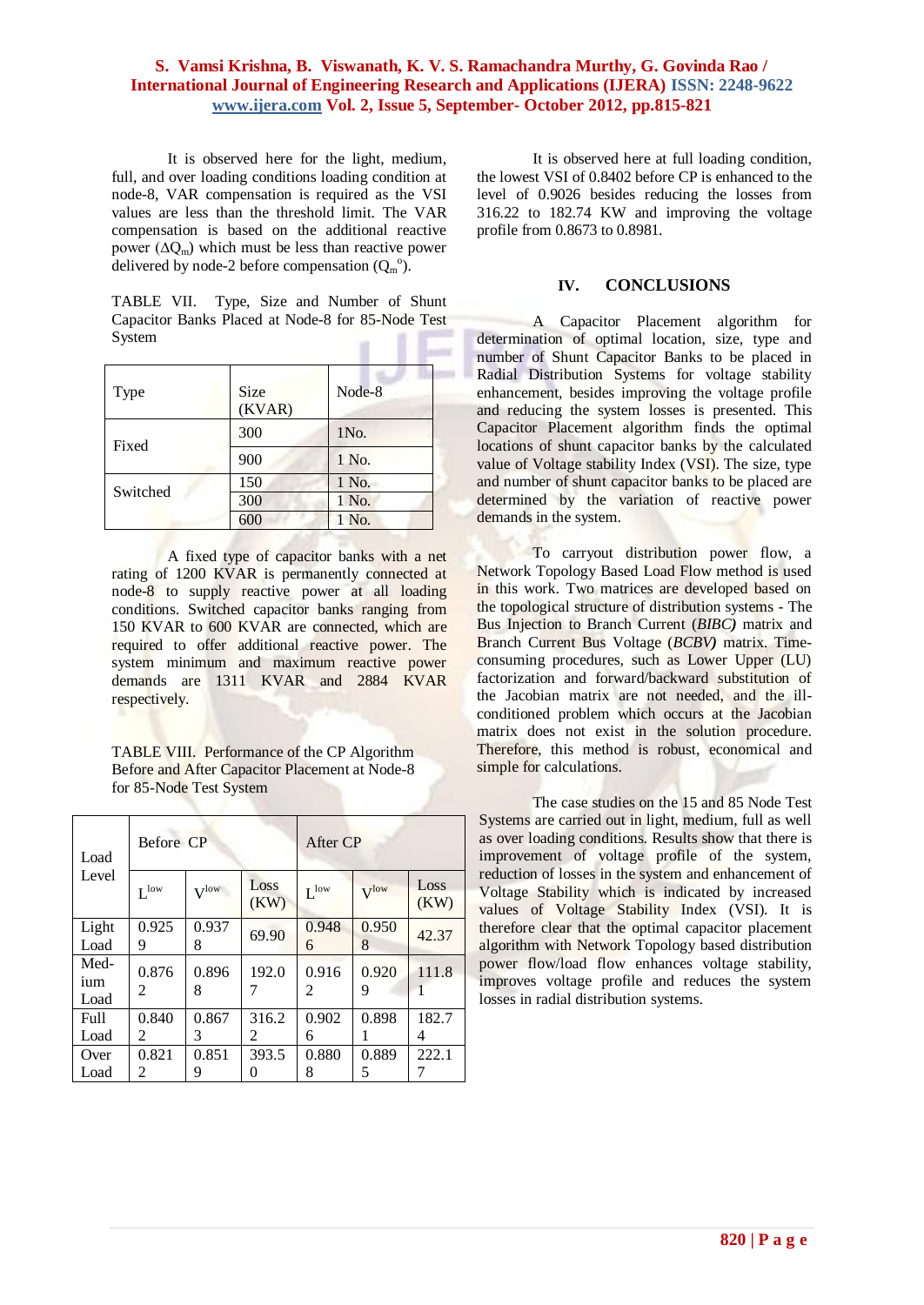It is observed here for the light, medium, full, and over loading conditions loading condition at node-8, VAR compensation is required as the VSI values are less than the threshold limit. The VAR compensation is based on the additional reactive power ($\Delta Q_m$) which must be less than reactive power delivered by node-2 before compensation ($Q_m^o$).

TABLE VII. Type, Size and Number of Shunt Capacitor Banks Placed at Node-8 for 85-Node Test System

| Type | Size (KVAR) | Node-8 |
|---|---|---|
| Fixed | 300 | 1No. |
| | 900 | 1 No. |
| Switched | 150 | 1 No. |
| | 300 | 1 No. |
| | 600 | 1 No. |

A fixed type of capacitor banks with a net rating of 1200 KVAR is permanently connected at node-8 to supply reactive power at all loading conditions. Switched capacitor banks ranging from 150 KVAR to 600 KVAR are connected, which are required to offer additional reactive power. The system minimum and maximum reactive power demands are 1311 KVAR and 2884 KVAR respectively.

TABLE VIII. Performance of the CP Algorithm Before and After Capacitor Placement at Node-8 for 85-Node Test System

| Load Level | Before CP | | | After CP | | |
|---|---|---|---|---|---|---|
| | $L^{low}$ | $V^{low}$ | Loss (KW) | $L^{low}$ | $V^{low}$ | Loss (KW) |
| Light Load | 0.9259 | 0.9378 | 69.90 | 0.9486 | 0.9508 | 42.37 |
| Medium Load | 0.8762 | 0.8968 | 192.07 | 0.9162 | 0.9209 | 111.81 |
| Full Load | 0.8402 | 0.8673 | 316.22 | 0.9026 | 0.8981 | 182.74 |
| Over Load | 0.8212 | 0.8519 | 393.50 | 0.8808 | 0.8895 | 222.17 |

It is observed here at full loading condition, the lowest VSI of 0.8402 before CP is enhanced to the level of 0.9026 besides reducing the losses from 316.22 to 182.74 KW and improving the voltage profile from 0.8673 to 0.8981.

## IV. CONCLUSIONS

A Capacitor Placement algorithm for determination of optimal location, size, type and number of Shunt Capacitor Banks to be placed in Radial Distribution Systems for voltage stability enhancement, besides improving the voltage profile and reducing the system losses is presented. This Capacitor Placement algorithm finds the optimal locations of shunt capacitor banks by the calculated value of Voltage stability Index (VSI). The size, type and number of shunt capacitor banks to be placed are determined by the variation of reactive power demands in the system.

To carryout distribution power flow, a Network Topology Based Load Flow method is used in this work. Two matrices are developed based on the topological structure of distribution systems - The Bus Injection to Branch Current (*BIBC)* matrix and Branch Current Bus Voltage (*BCBV)* matrix. Time-consuming procedures, such as Lower Upper (LU) factorization and forward/backward substitution of the Jacobian matrix are not needed, and the ill-conditioned problem which occurs at the Jacobian matrix does not exist in the solution procedure. Therefore, this method is robust, economical and simple for calculations.

The case studies on the 15 and 85 Node Test Systems are carried out in light, medium, full as well as over loading conditions. Results show that there is improvement of voltage profile of the system, reduction of losses in the system and enhancement of Voltage Stability which is indicated by increased values of Voltage Stability Index (VSI). It is therefore clear that the optimal capacitor placement algorithm with Network Topology based distribution power flow/load flow enhances voltage stability, improves voltage profile and reduces the system losses in radial distribution systems.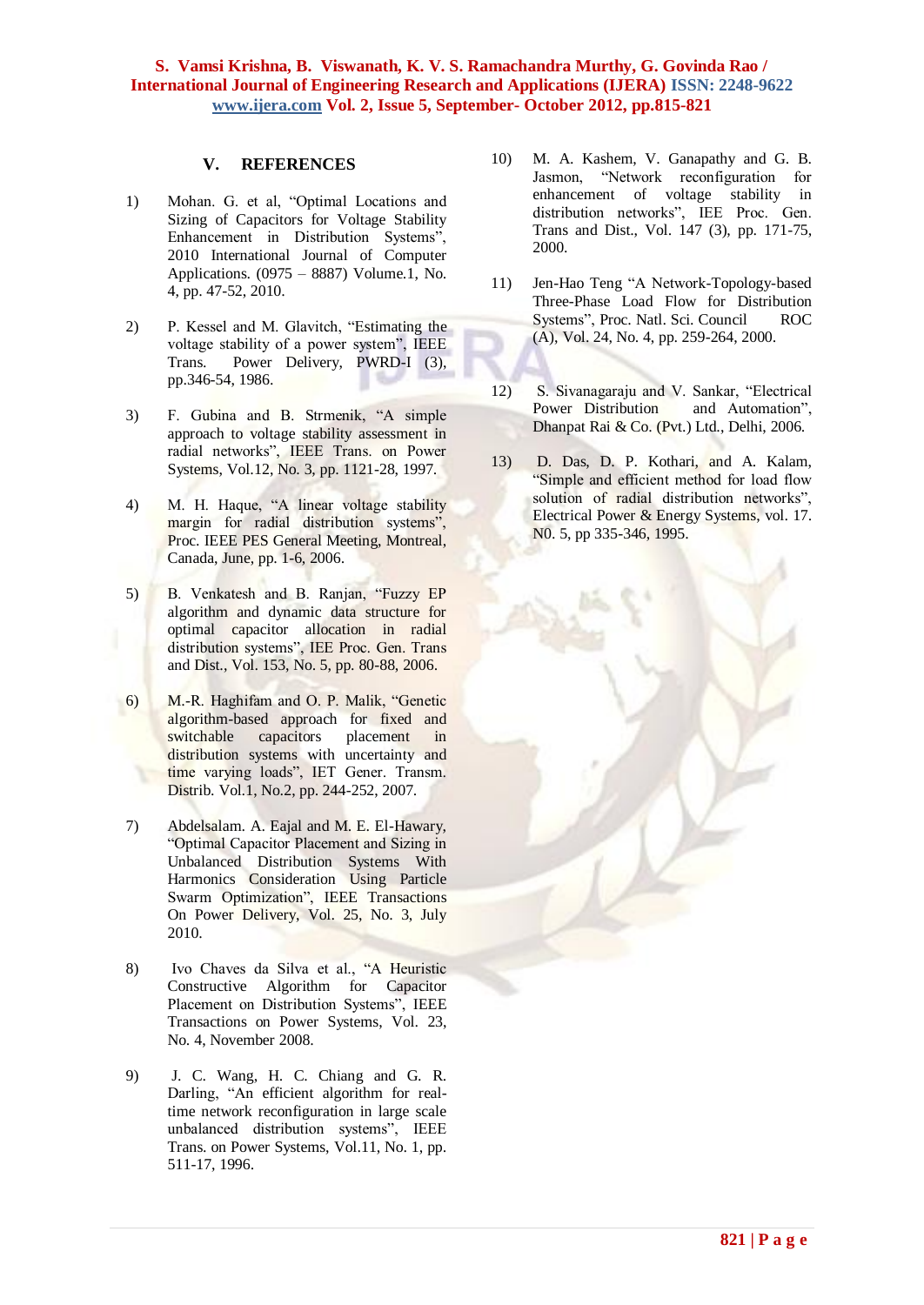## V. REFERENCES

1) Mohan. G. et al, "Optimal Locations and Sizing of Capacitors for Voltage Stability Enhancement in Distribution Systems", 2010 International Journal of Computer Applications. (0975 – 8887) Volume.1, No. 4, pp. 47-52, 2010.

2) P. Kessel and M. Glavitch, "Estimating the voltage stability of a power system", IEEE Trans. Power Delivery, PWRD-I (3), pp.346-54, 1986.

3) F. Gubina and B. Strmenik, "A simple approach to voltage stability assessment in radial networks", IEEE Trans. on Power Systems, Vol.12, No. 3, pp. 1121-28, 1997.

4) M. H. Haque, "A linear voltage stability margin for radial distribution systems", Proc. IEEE PES General Meeting, Montreal, Canada, June, pp. 1-6, 2006.

5) B. Venkatesh and B. Ranjan, "Fuzzy EP algorithm and dynamic data structure for optimal capacitor allocation in radial distribution systems", IEE Proc. Gen. Trans and Dist., Vol. 153, No. 5, pp. 80-88, 2006.

6) M.-R. Haghifam and O. P. Malik, "Genetic algorithm-based approach for fixed and switchable capacitors placement in distribution systems with uncertainty and time varying loads", IET Gener. Transm. Distrib. Vol.1, No.2, pp. 244-252, 2007.

7) Abdelsalam. A. Eajal and M. E. El-Hawary, "Optimal Capacitor Placement and Sizing in Unbalanced Distribution Systems With Harmonics Consideration Using Particle Swarm Optimization", IEEE Transactions On Power Delivery, Vol. 25, No. 3, July 2010.

8) Ivo Chaves da Silva et al., "A Heuristic Constructive Algorithm for Capacitor Placement on Distribution Systems", IEEE Transactions on Power Systems, Vol. 23, No. 4, November 2008.

9) J. C. Wang, H. C. Chiang and G. R. Darling, "An efficient algorithm for real-time network reconfiguration in large scale unbalanced distribution systems", IEEE Trans. on Power Systems, Vol.11, No. 1, pp. 511-17, 1996.

10) M. A. Kashem, V. Ganapathy and G. B. Jasmon, "Network reconfiguration for enhancement of voltage stability in distribution networks", IEE Proc. Gen. Trans and Dist., Vol. 147 (3), pp. 171-75, 2000.

11) Jen-Hao Teng "A Network-Topology-based Three-Phase Load Flow for Distribution Systems", Proc. Natl. Sci. Council ROC (A), Vol. 24, No. 4, pp. 259-264, 2000.

12) S. Sivanagaraju and V. Sankar, "Electrical Power Distribution and Automation", Dhanpat Rai & Co. (Pvt.) Ltd., Delhi, 2006.

13) D. Das, D. P. Kothari, and A. Kalam, "Simple and efficient method for load flow solution of radial distribution networks", Electrical Power & Energy Systems, vol. 17. N0. 5, pp 335-346, 1995.